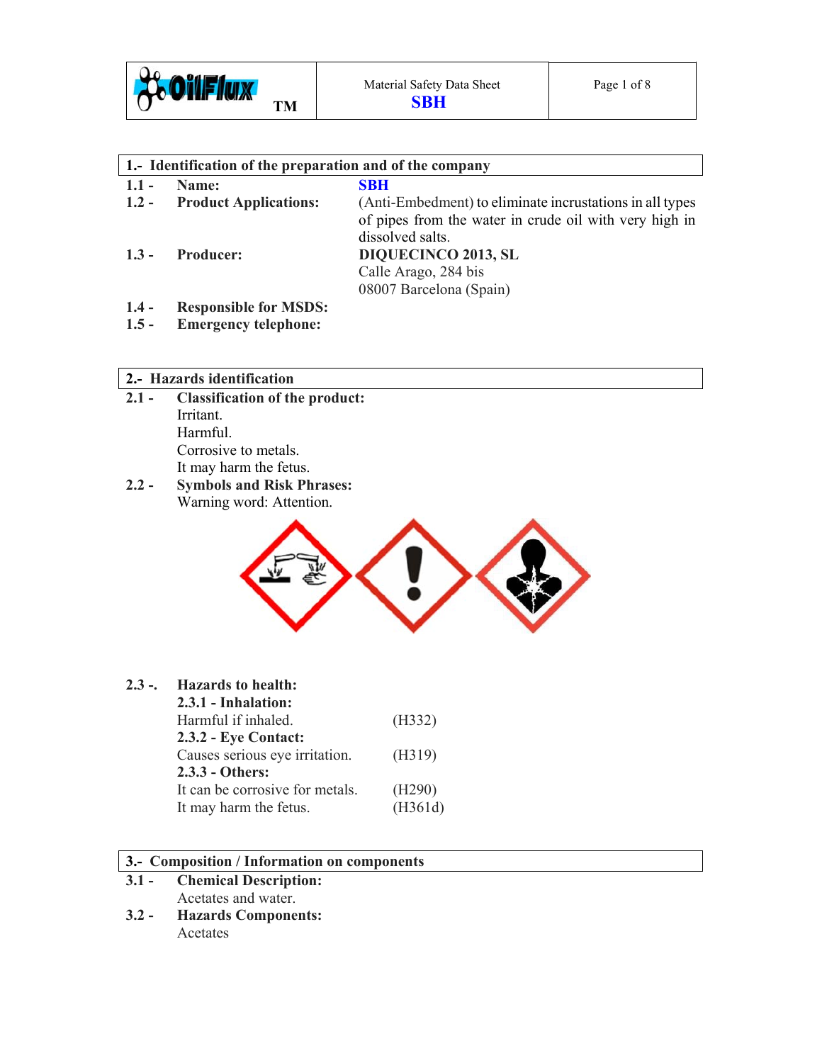Material Safety Data Sheet
**SBH**

## 1.- Identification of the preparation and of the company

**1.1 - Name:** **SBH**

**1.2 - Product Applications:** (Anti-Embedment) to eliminate incrustations in all types of pipes from the water in crude oil with very high in dissolved salts.

**1.3 - Producer:** **DIQUECINCO 2013, SL**
Calle Arago, 284 bis
08007 Barcelona (Spain)

**1.4 - Responsible for MSDS:**

**1.5 - Emergency telephone:**

## 2.- Hazards identification

**2.1 - Classification of the product:**
Irritant.
Harmful.
Corrosive to metals.
It may harm the fetus.

**2.2 - Symbols and Risk Phrases:**
Warning word: Attention.

**2.3 -. Hazards to health:**

**2.3.1 - Inhalation:**
Harmful if inhaled. (H332)

**2.3.2 - Eye Contact:**
Causes serious eye irritation. (H319)

**2.3.3 - Others:**
It can be corrosive for metals. (H290)
It may harm the fetus. (H361d)

## 3.- Composition / Information on components

**3.1 - Chemical Description:**
Acetates and water.

**3.2 - Hazards Components:**
Acetates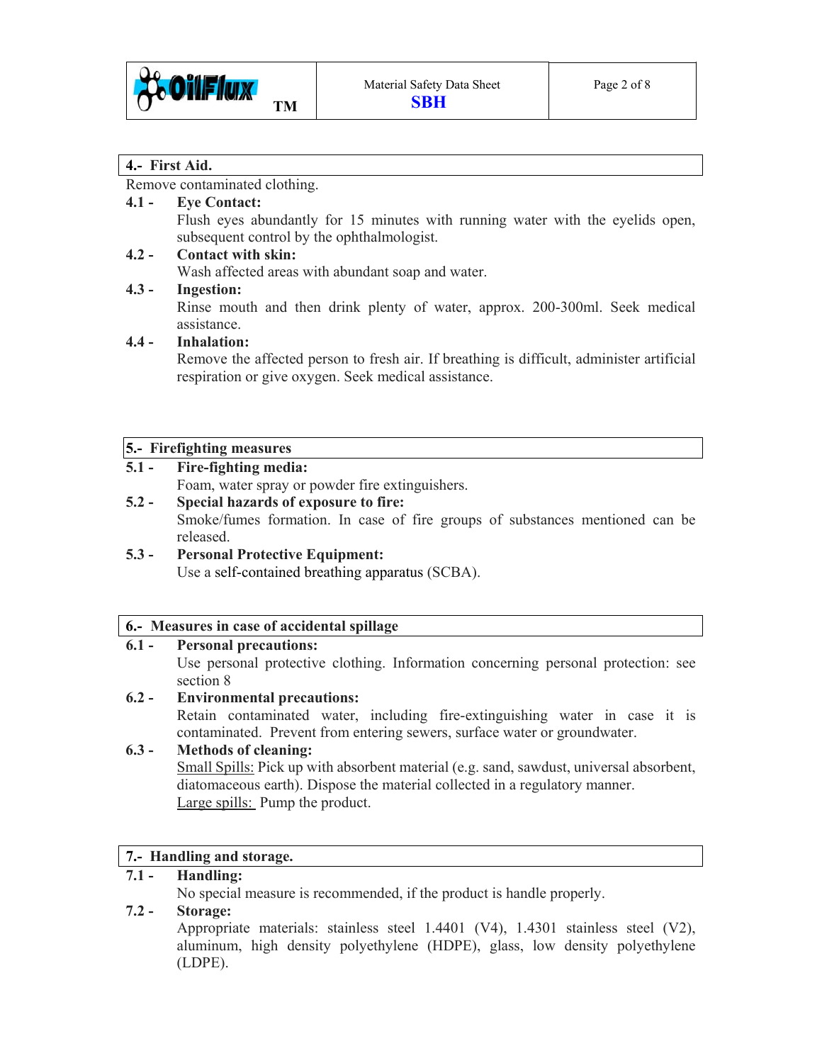## 4.- First Aid.

Remove contaminated clothing.

**4.1 - Eye Contact:**

Flush eyes abundantly for 15 minutes with running water with the eyelids open, subsequent control by the ophthalmologist.

**4.2 - Contact with skin:**

Wash affected areas with abundant soap and water.

**4.3 - Ingestion:**

Rinse mouth and then drink plenty of water, approx. 200-300ml. Seek medical assistance.

**4.4 - Inhalation:**

Remove the affected person to fresh air. If breathing is difficult, administer artificial respiration or give oxygen. Seek medical assistance.

## 5.- Firefighting measures

**5.1 - Fire-fighting media:**

Foam, water spray or powder fire extinguishers.

**5.2 - Special hazards of exposure to fire:**

Smoke/fumes formation. In case of fire groups of substances mentioned can be released.

**5.3 - Personal Protective Equipment:**

Use a self-contained breathing apparatus (SCBA).

## 6.- Measures in case of accidental spillage

**6.1 - Personal precautions:**

Use personal protective clothing. Information concerning personal protection: see section 8

**6.2 - Environmental precautions:**

Retain contaminated water, including fire-extinguishing water in case it is contaminated. Prevent from entering sewers, surface water or groundwater.

**6.3 - Methods of cleaning:**

Small Spills: Pick up with absorbent material (e.g. sand, sawdust, universal absorbent, diatomaceous earth). Dispose the material collected in a regulatory manner.

Large spills: Pump the product.

## 7.- Handling and storage.

**7.1 - Handling:**

No special measure is recommended, if the product is handle properly.

**7.2 - Storage:**

Appropriate materials: stainless steel 1.4401 (V4), 1.4301 stainless steel (V2), aluminum, high density polyethylene (HDPE), glass, low density polyethylene (LDPE).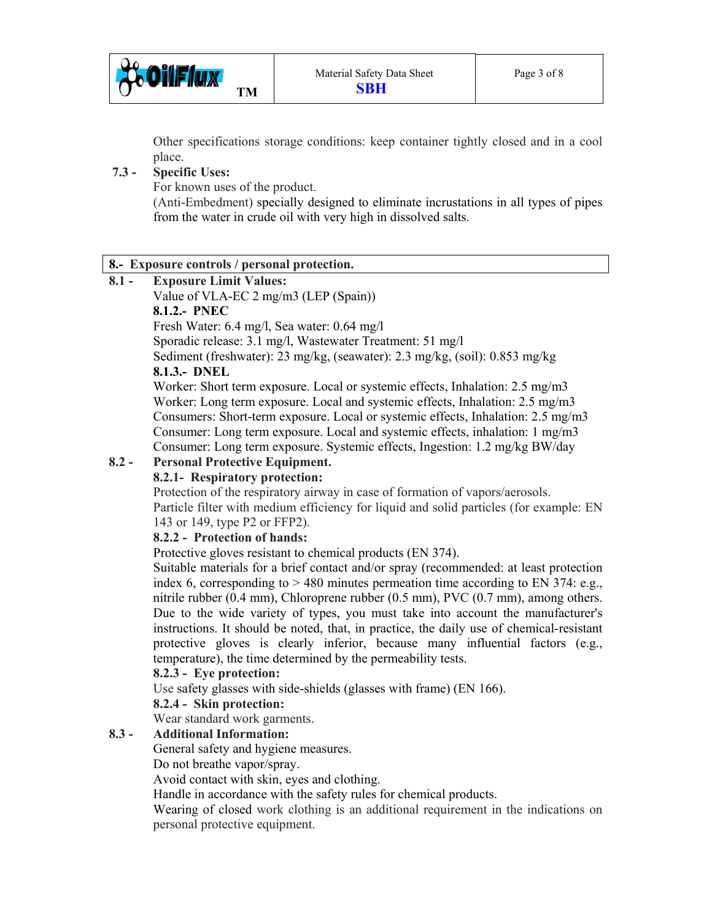Other specifications storage conditions: keep container tightly closed and in a cool place.

**7.3 - Specific Uses:**

For known uses of the product.

(Anti-Embedment) specially designed to eliminate incrustations in all types of pipes from the water in crude oil with very high in dissolved salts.

## 8.- Exposure controls / personal protection.

**8.1 - Exposure Limit Values:**

Value of VLA-EC 2 mg/m3 (LEP (Spain))

**8.1.2.- PNEC**

Fresh Water: 6.4 mg/l, Sea water: 0.64 mg/l

Sporadic release: 3.1 mg/l, Wastewater Treatment: 51 mg/l

Sediment (freshwater): 23 mg/kg, (seawater): 2.3 mg/kg, (soil): 0.853 mg/kg

**8.1.3.- DNEL**

Worker: Short term exposure. Local or systemic effects, Inhalation: 2.5 mg/m3

Worker: Long term exposure. Local and systemic effects, Inhalation: 2.5 mg/m3

Consumers: Short-term exposure. Local or systemic effects, Inhalation: 2.5 mg/m3

Consumer: Long term exposure. Local and systemic effects, inhalation: 1 mg/m3

Consumer: Long term exposure. Systemic effects, Ingestion: 1.2 mg/kg BW/day

**8.2 - Personal Protective Equipment.**

**8.2.1- Respiratory protection:**

Protection of the respiratory airway in case of formation of vapors/aerosols.

Particle filter with medium efficiency for liquid and solid particles (for example: EN 143 or 149, type P2 or FFP2).

**8.2.2 - Protection of hands:**

Protective gloves resistant to chemical products (EN 374).

Suitable materials for a brief contact and/or spray (recommended: at least protection index 6, corresponding to > 480 minutes permeation time according to EN 374: e.g., nitrile rubber (0.4 mm), Chloroprene rubber (0.5 mm), PVC (0.7 mm), among others. Due to the wide variety of types, you must take into account the manufacturer's instructions. It should be noted, that, in practice, the daily use of chemical-resistant protective gloves is clearly inferior, because many influential factors (e.g., temperature), the time determined by the permeability tests.

**8.2.3 - Eye protection:**

Use safety glasses with side-shields (glasses with frame) (EN 166).

**8.2.4 - Skin protection:**

Wear standard work garments.

**8.3 - Additional Information:**

General safety and hygiene measures.

Do not breathe vapor/spray.

Avoid contact with skin, eyes and clothing.

Handle in accordance with the safety rules for chemical products.

Wearing of closed work clothing is an additional requirement in the indications on personal protective equipment.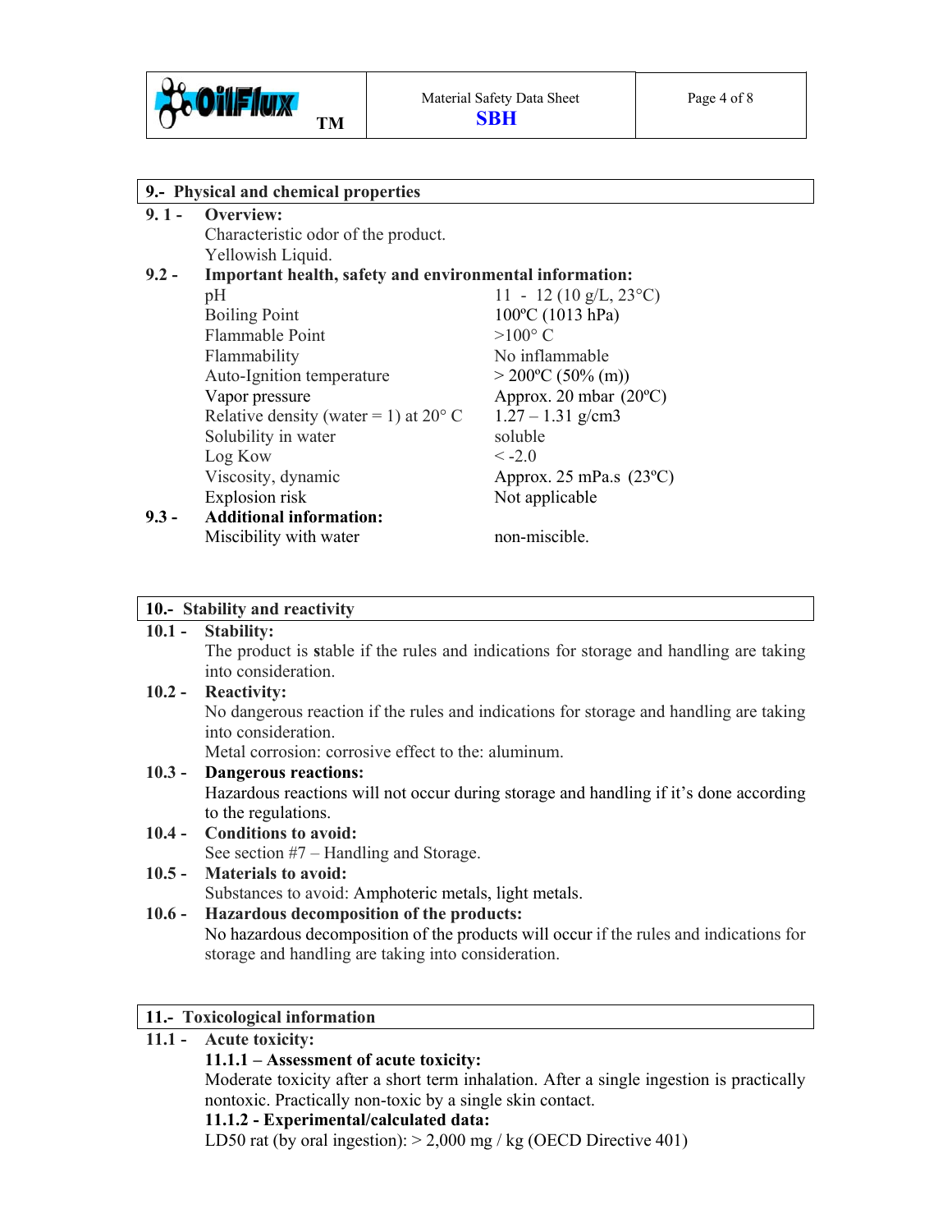## 9.- Physical and chemical properties

**9. 1 - Overview:**

Characteristic odor of the product.
Yellowish Liquid.

**9.2 - Important health, safety and environmental information:**

| | |
|---|---|
| pH | 11 - 12 (10 g/L, 23°C) |
| Boiling Point | 100ºC (1013 hPa) |
| Flammable Point | >100° C |
| Flammability | No inflammable |
| Auto-Ignition temperature | > 200ºC (50% (m)) |
| Vapor pressure | Approx. 20 mbar (20ºC) |
| Relative density (water = 1) at 20° C | 1.27 – 1.31 g/cm3 |
| Solubility in water | soluble |
| Log Kow | < -2.0 |
| Viscosity, dynamic | Approx. 25 mPa.s (23ºC) |
| Explosion risk | Not applicable |

**9.3 - Additional information:**

| | |
|---|---|
| Miscibility with water | non-miscible. |

## 10.- Stability and reactivity

**10.1 - Stability:**

The product is stable if the rules and indications for storage and handling are taking into consideration.

**10.2 - Reactivity:**

No dangerous reaction if the rules and indications for storage and handling are taking into consideration.
Metal corrosion: corrosive effect to the: aluminum.

**10.3 - Dangerous reactions:**

Hazardous reactions will not occur during storage and handling if it's done according to the regulations.

**10.4 - Conditions to avoid:**

See section #7 – Handling and Storage.

**10.5 - Materials to avoid:**

Substances to avoid: Amphoteric metals, light metals.

**10.6 - Hazardous decomposition of the products:**

No hazardous decomposition of the products will occur if the rules and indications for storage and handling are taking into consideration.

## 11.- Toxicological information

**11.1 - Acute toxicity:**

**11.1.1 – Assessment of acute toxicity:**

Moderate toxicity after a short term inhalation. After a single ingestion is practically nontoxic. Practically non-toxic by a single skin contact.

**11.1.2 - Experimental/calculated data:**

LD50 rat (by oral ingestion): > 2,000 mg / kg (OECD Directive 401)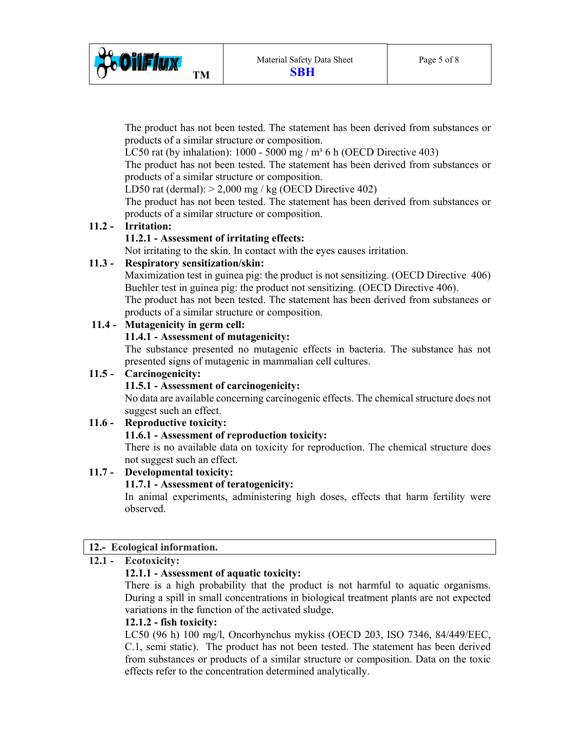The product has not been tested. The statement has been derived from substances or products of a similar structure or composition.

LC50 rat (by inhalation): 1000 - 5000 mg / m³ 6 h (OECD Directive 403)

The product has not been tested. The statement has been derived from substances or products of a similar structure or composition.

LD50 rat (dermal): > 2,000 mg / kg (OECD Directive 402)

The product has not been tested. The statement has been derived from substances or products of a similar structure or composition.

**11.2 - Irritation:**

**11.2.1 - Assessment of irritating effects:**

Not irritating to the skin. In contact with the eyes causes irritation.

**11.3 - Respiratory sensitization/skin:**

Maximization test in guinea pig: the product is not sensitizing. (OECD Directive 406)
Buehler test in guinea pig: the product not sensitizing. (OECD Directive 406).
The product has not been tested. The statement has been derived from substances or products of a similar structure or composition.

**11.4 - Mutagenicity in germ cell:**

**11.4.1 - Assessment of mutagenicity:**

The substance presented no mutagenic effects in bacteria. The substance has not presented signs of mutagenic in mammalian cell cultures.

**11.5 - Carcinogenicity:**

**11.5.1 - Assessment of carcinogenicity:**

No data are available concerning carcinogenic effects. The chemical structure does not suggest such an effect.

**11.6 - Reproductive toxicity:**

**11.6.1 - Assessment of reproduction toxicity:**

There is no available data on toxicity for reproduction. The chemical structure does not suggest such an effect.

**11.7 - Developmental toxicity:**

**11.7.1 - Assessment of teratogenicity:**

In animal experiments, administering high doses, effects that harm fertility were observed.

## 12.- Ecological information.

**12.1 - Ecotoxicity:**

**12.1.1 - Assessment of aquatic toxicity:**

There is a high probability that the product is not harmful to aquatic organisms. During a spill in small concentrations in biological treatment plants are not expected variations in the function of the activated sludge.

**12.1.2 - fish toxicity:**

LC50 (96 h) 100 mg/l, Oncorhynchus mykiss (OECD 203, ISO 7346, 84/449/EEC, C.1, semi static). The product has not been tested. The statement has been derived from substances or products of a similar structure or composition. Data on the toxic effects refer to the concentration determined analytically.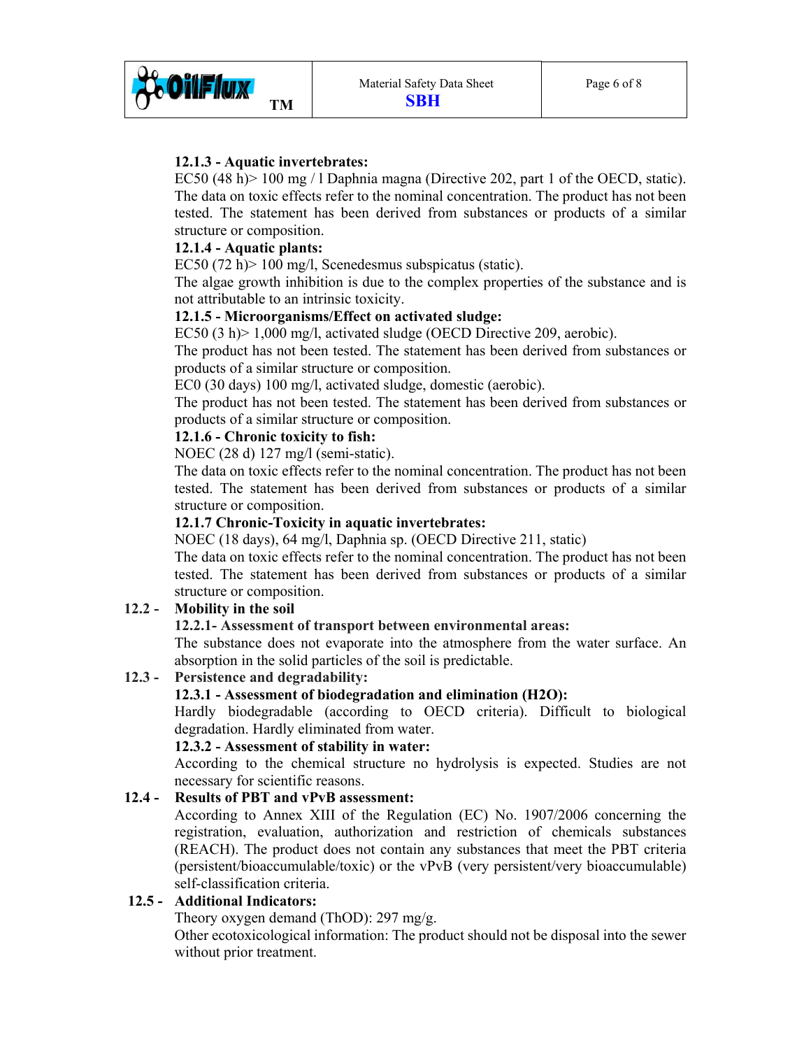**12.1.3 - Aquatic invertebrates:**

EC50 (48 h)> 100 mg / l Daphnia magna (Directive 202, part 1 of the OECD, static). The data on toxic effects refer to the nominal concentration. The product has not been tested. The statement has been derived from substances or products of a similar structure or composition.

**12.1.4 - Aquatic plants:**

EC50 (72 h)> 100 mg/l, Scenedesmus subspicatus (static).

The algae growth inhibition is due to the complex properties of the substance and is not attributable to an intrinsic toxicity.

**12.1.5 - Microorganisms/Effect on activated sludge:**

EC50 (3 h)> 1,000 mg/l, activated sludge (OECD Directive 209, aerobic).

The product has not been tested. The statement has been derived from substances or products of a similar structure or composition.

EC0 (30 days) 100 mg/l, activated sludge, domestic (aerobic).

The product has not been tested. The statement has been derived from substances or products of a similar structure or composition.

**12.1.6 - Chronic toxicity to fish:**

NOEC (28 d) 127 mg/l (semi-static).

The data on toxic effects refer to the nominal concentration. The product has not been tested. The statement has been derived from substances or products of a similar structure or composition.

**12.1.7 Chronic-Toxicity in aquatic invertebrates:**

NOEC (18 days), 64 mg/l, Daphnia sp. (OECD Directive 211, static)

The data on toxic effects refer to the nominal concentration. The product has not been tested. The statement has been derived from substances or products of a similar structure or composition.

## 12.2 - Mobility in the soil

**12.2.1- Assessment of transport between environmental areas:**

The substance does not evaporate into the atmosphere from the water surface. An absorption in the solid particles of the soil is predictable.

## 12.3 - Persistence and degradability:

**12.3.1 - Assessment of biodegradation and elimination ($H_2O$):**

Hardly biodegradable (according to OECD criteria). Difficult to biological degradation. Hardly eliminated from water.

**12.3.2 - Assessment of stability in water:**

According to the chemical structure no hydrolysis is expected. Studies are not necessary for scientific reasons.

## 12.4 - Results of PBT and vPvB assessment:

According to Annex XIII of the Regulation (EC) No. 1907/2006 concerning the registration, evaluation, authorization and restriction of chemicals substances (REACH). The product does not contain any substances that meet the PBT criteria (persistent/bioaccumulable/toxic) or the vPvB (very persistent/very bioaccumulable) self-classification criteria.

## 12.5 - Additional Indicators:

Theory oxygen demand (ThOD): 297 mg/g.

Other ecotoxicological information: The product should not be disposal into the sewer without prior treatment.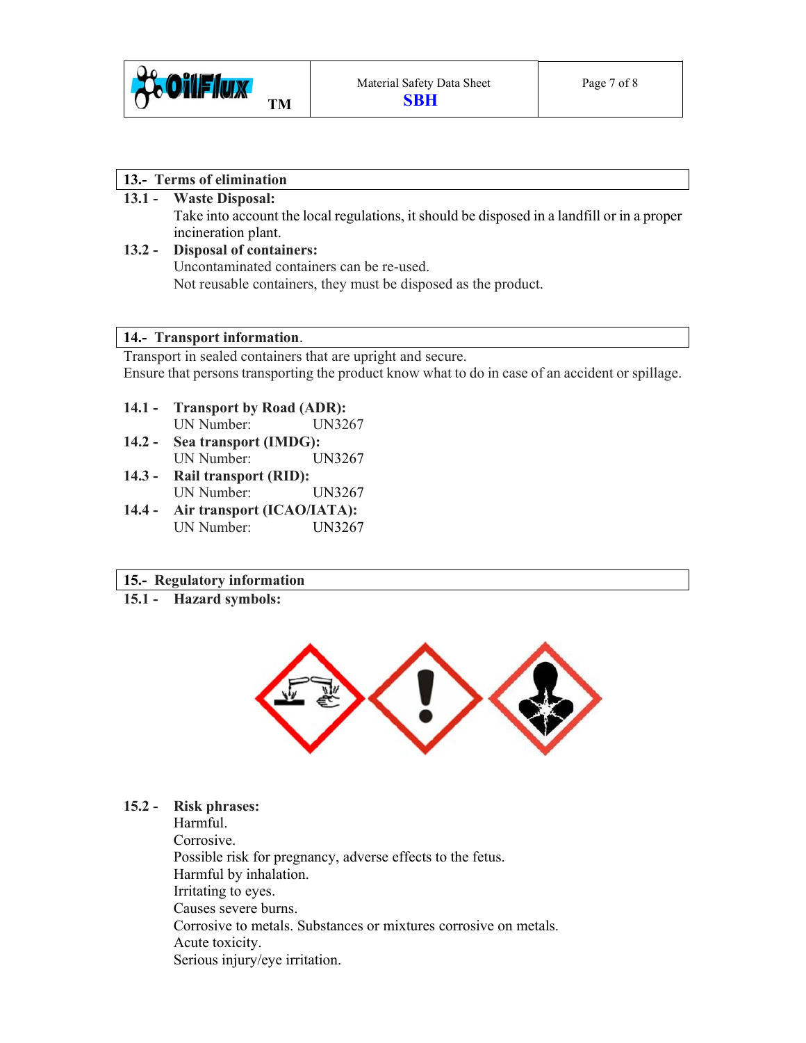## 13.- Terms of elimination

**13.1 - Waste Disposal:**

Take into account the local regulations, it should be disposed in a landfill or in a proper incineration plant.

**13.2 - Disposal of containers:**

Uncontaminated containers can be re-used.
Not reusable containers, they must be disposed as the product.

## 14.- Transport information.

Transport in sealed containers that are upright and secure.
Ensure that persons transporting the product know what to do in case of an accident or spillage.

**14.1 - Transport by Road (ADR):**
UN Number: UN3267

**14.2 - Sea transport (IMDG):**
UN Number: UN3267

**14.3 - Rail transport (RID):**
UN Number: UN3267

**14.4 - Air transport (ICAO/IATA):**
UN Number: UN3267

## 15.- Regulatory information

**15.1 - Hazard symbols:**

**15.2 - Risk phrases:**

Harmful.
Corrosive.
Possible risk for pregnancy, adverse effects to the fetus.
Harmful by inhalation.
Irritating to eyes.
Causes severe burns.
Corrosive to metals. Substances or mixtures corrosive on metals.
Acute toxicity.
Serious injury/eye irritation.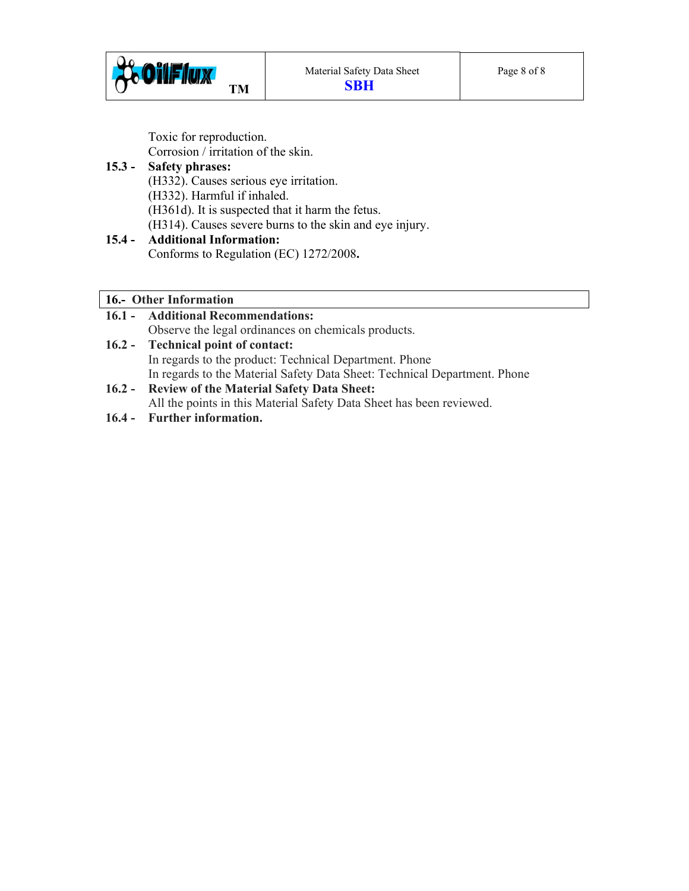Toxic for reproduction.
Corrosion / irritation of the skin.

**15.3 - Safety phrases:**
(H332). Causes serious eye irritation.
(H332). Harmful if inhaled.
(H361d). It is suspected that it harm the fetus.
(H314). Causes severe burns to the skin and eye injury.

**15.4 - Additional Information:**
Conforms to Regulation (EC) 1272/2008**.**

## 16.- Other Information

**16.1 - Additional Recommendations:**
Observe the legal ordinances on chemicals products.

**16.2 - Technical point of contact:**
In regards to the product: Technical Department. Phone
In regards to the Material Safety Data Sheet: Technical Department. Phone

**16.2 - Review of the Material Safety Data Sheet:**
All the points in this Material Safety Data Sheet has been reviewed.

**16.4 - Further information.**